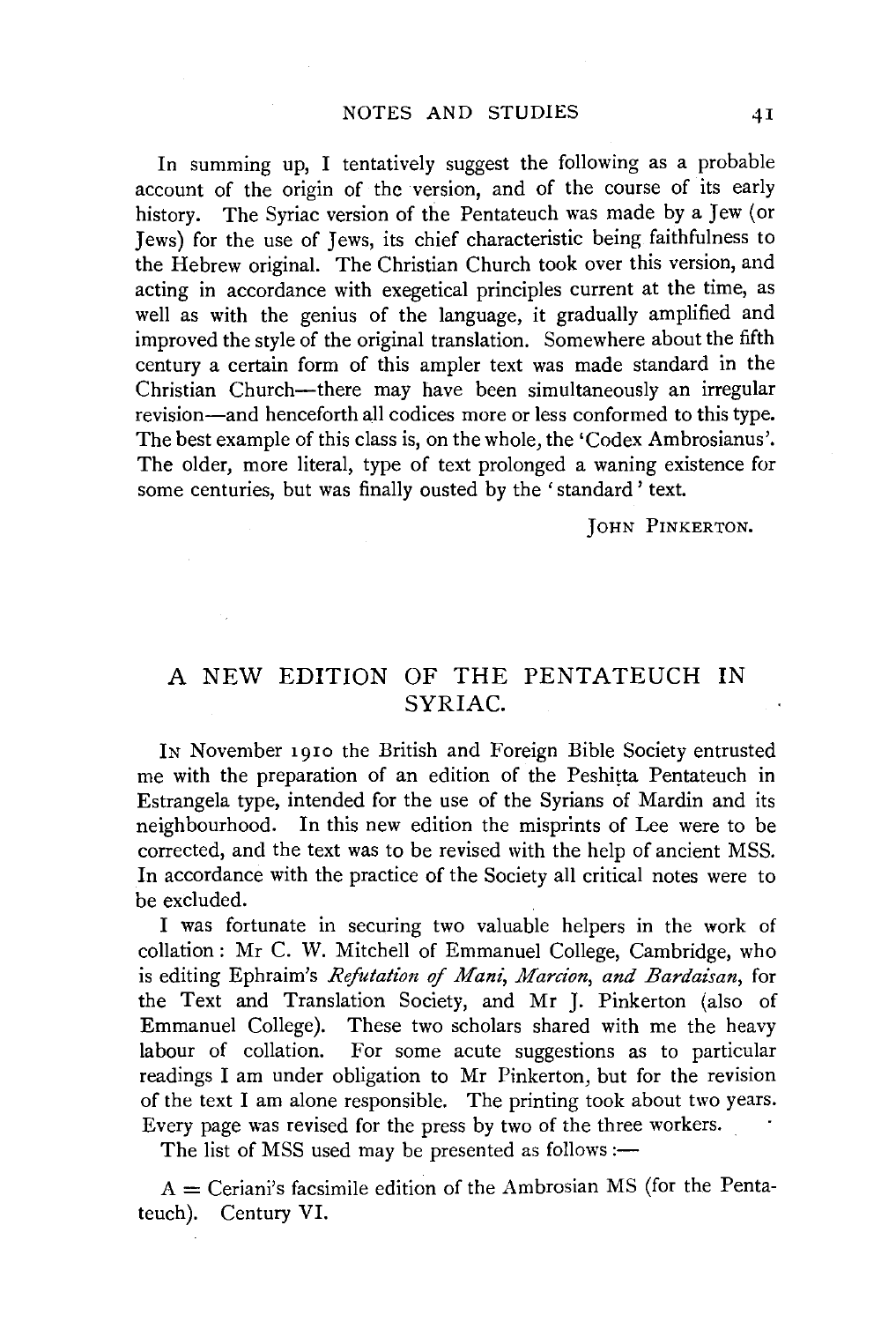In summing up, I tentatively suggest the following as a probable account of the origin of the version, and of the course of its early history. The Syriac version of the Pentateuch was made by a Jew (or Jews) for the use of Jews, its chief characteristic being faithfulness to the Hebrew original. The Christian Church took over this version, and acting in accordance with exegetical principles current at the time, as well as with the genius of the language, it gradually amplified and improved the style of the original translation. Somewhere about the fifth century a certain form of this ampler text was made standard in the Christian Church—there may have been simultaneously an irregular revision—and henceforth all codices more or less conformed to this type. The best example of this class is, on the whole, the 'Codex Ambrosianus'. The older, more literal, type of text prolonged a waning existence for some centuries, but was finally ousted by the 'standard' text.

JOHN PINKERTON.

## A NEW EDITION OF THE PENTATEUCH IN SYRIAC.

IN November 1910 the British and Foreign Bible Society entrusted me with the preparation of an edition of the Peshiṭta Pentateuch in Estrangela type, intended for the use of the Syrians of Mardin and its neighbourhood. In this new edition the misprints of Lee were to be corrected, and the text was to be revised with the help of ancient MSS. In accordance with the practice of the Society all critical notes were to be excluded.

I was fortunate in securing two valuable helpers in the work of collation: Mr C. W. Mitchell of Emmanuel College, Cambridge, who is editing Ephraim's *Refutation of Mani, Marcion, and Bardaisan*, for the Text and Translation Society, and Mr J. Pinkerton (also of Emmanuel College). These two scholars shared with me the heavy labour of collation. For some acute suggestions as to particular readings I am under obligation to Mr Pinkerton, but for the revision of the text I am alone responsible. The printing took about two years. Every page was revised for the press by two of the three workers.

The list of MSS used may be presented as follows :—

A = Ceriani's facsimile edition of the Ambrosian MS (for the Pentateuch). Century VI.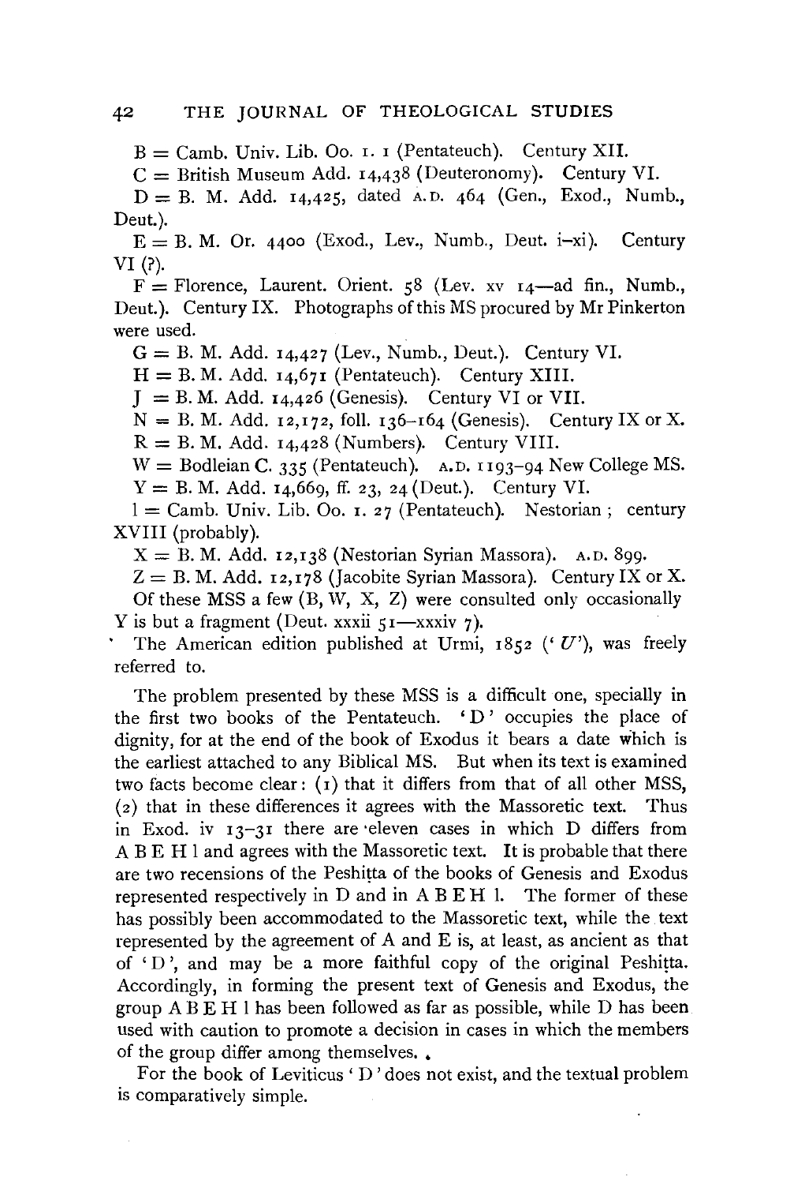B = Camb. Univ. Lib. Oo. I. I (Pentateuch). Century XII.

C = British Museum Add. 14,438 (Deuteronomy). Century VI.

D = B. M. Add. 14,425, dated A.D. 464 (Gen., Exod., Numb., Deut.).

E = B. M. Or. 4400 (Exod., Lev., Numb., Deut. i–xi). Century VI (?).

F = Florence, Laurent. Orient. 58 (Lev. xv 14—ad fin., Numb., Deut.). Century IX. Photographs of this MS procured by Mr Pinkerton were used.

G = B. M. Add. 14,427 (Lev., Numb., Deut.). Century VI.

H = B. M. Add. 14,671 (Pentateuch). Century XIII.

J = B. M. Add. 14,426 (Genesis). Century VI or VII.

N = B. M. Add. 12,172, foll. 136–164 (Genesis). Century IX or X.

R = B. M. Add. 14,428 (Numbers). Century VIII.

W = Bodleian C. 335 (Pentateuch). A.D. 1193–94 New College MS.

Y = B. M. Add. 14,669, ff. 23, 24 (Deut.). Century VI.

l = Camb. Univ. Lib. Oo. I. 27 (Pentateuch). Nestorian; century XVIII (probably).

X = B. M. Add. 12,138 (Nestorian Syrian Massora). A.D. 899.

Z = B. M. Add. 12,178 (Jacobite Syrian Massora). Century IX or X.

Of these MSS a few (B, W, X, Z) were consulted only occasionally Y is but a fragment (Deut. xxxii 51—xxxiv 7).

The American edition published at Urmi, 1852 ('*U*'), was freely referred to.

The problem presented by these MSS is a difficult one, specially in the first two books of the Pentateuch. 'D' occupies the place of dignity, for at the end of the book of Exodus it bears a date which is the earliest attached to any Biblical MS. But when its text is examined two facts become clear: (1) that it differs from that of all other MSS, (2) that in these differences it agrees with the Massoretic text. Thus in Exod. iv 13–31 there are eleven cases in which D differs from A B E H l and agrees with the Massoretic text. It is probable that there are two recensions of the Peshiṭta of the books of Genesis and Exodus represented respectively in D and in A B E H l. The former of these has possibly been accommodated to the Massoretic text, while the text represented by the agreement of A and E is, at least, as ancient as that of 'D', and may be a more faithful copy of the original Peshiṭta. Accordingly, in forming the present text of Genesis and Exodus, the group A B E H l has been followed as far as possible, while D has been used with caution to promote a decision in cases in which the members of the group differ among themselves.

For the book of Leviticus 'D' does not exist, and the textual problem is comparatively simple.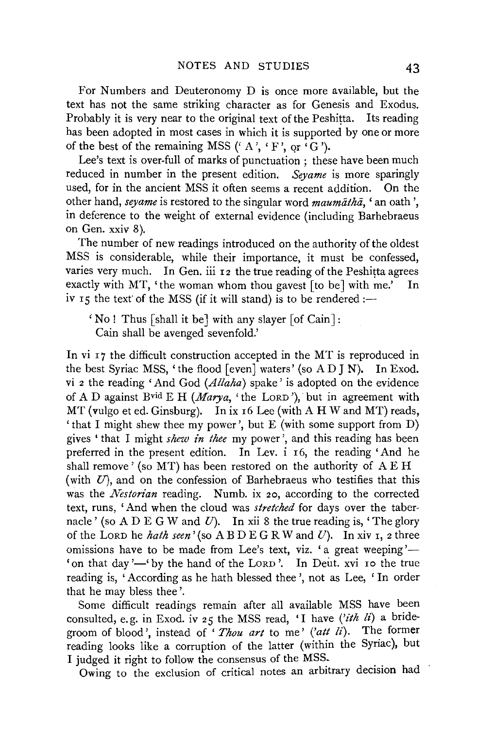For Numbers and Deuteronomy D is once more available, but the text has not the same striking character as for Genesis and Exodus. Probably it is very near to the original text of the Peshiṭta. Its reading has been adopted in most cases in which it is supported by one or more of the best of the remaining MSS ('A', 'F', or 'G').

Lee's text is over-full of marks of punctuation; these have been much reduced in number in the present edition. *Seyame* is more sparingly used, for in the ancient MSS it often seems a recent addition. On the other hand, *seyame* is restored to the singular word *maumāthā*, 'an oath', in deference to the weight of external evidence (including Barhebraeus on Gen. xxiv 8).

The number of new readings introduced on the authority of the oldest MSS is considerable, while their importance, it must be confessed, varies very much. In Gen. iii 12 the true reading of the Peshiṭta agrees exactly with MT, 'the woman whom thou gavest [to be] with me.' In iv 15 the text of the MSS (if it will stand) is to be rendered:—

> 'No! Thus [shall it be] with any slayer [of Cain]:
> Cain shall be avenged sevenfold.'

In vi 17 the difficult construction accepted in the MT is reproduced in the best Syriac MSS, 'the flood [even] waters' (so A D J N). In Exod. vi 2 the reading 'And God (*Allaha*) spake' is adopted on the evidence of A D against B[vid] E H (*Marya*, 'the LORD'), but in agreement with MT (vulgo et ed. Ginsburg). In ix 16 Lee (with A H W and MT) reads, 'that I might shew thee my power', but E (with some support from D) gives 'that I might *shew in thee* my power', and this reading has been preferred in the present edition. In Lev. i 16, the reading 'And he shall remove' (so MT) has been restored on the authority of A E H (with *U*), and on the confession of Barhebraeus who testifies that this was the *Nestorian* reading. Numb. ix 20, according to the corrected text, runs, 'And when the cloud was *stretched* for days over the tabernacle' (so A D E G W and *U*). In xii 8 the true reading is, 'The glory of the LORD he *hath seen*' (so A B D E G R W and *U*). In xiv 1, 2 three omissions have to be made from Lee's text, viz. 'a great weeping'—'on that day'—'by the hand of the LORD'. In Deut. xvi 10 the true reading is, 'According as he hath blessed thee', not as Lee, 'In order that he may bless thee'.

Some difficult readings remain after all available MSS have been consulted, e.g. in Exod. iv 25 the MSS read, 'I have (*'ith li*) a bridegroom of blood', instead of '*Thou art* to me' (*'att li*). The former reading looks like a corruption of the latter (within the Syriac), but I judged it right to follow the consensus of the MSS.

Owing to the exclusion of critical notes an arbitrary decision had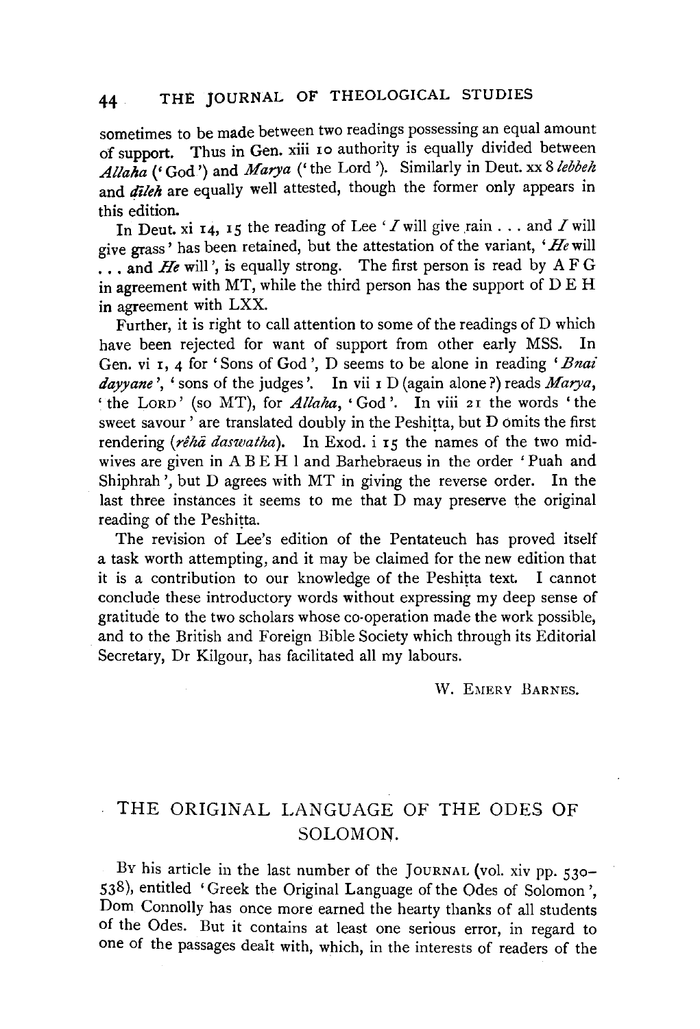sometimes to be made between two readings possessing an equal amount of support. Thus in Gen. xiii 10 authority is equally divided between *Allaha* ('God') and *Marya* ('the Lord'). Similarly in Deut. xx 8 *lebbeh* and *dileh* are equally well attested, though the former only appears in this edition.

In Deut. xi 14, 15 the reading of Lee '*I* will give rain . . . and *I* will give grass' has been retained, but the attestation of the variant, '*He* will . . . and *He* will', is equally strong. The first person is read by A F G in agreement with MT, while the third person has the support of D E H in agreement with LXX.

Further, it is right to call attention to some of the readings of D which have been rejected for want of support from other early MSS. In Gen. vi 1, 4 for 'Sons of God', D seems to be alone in reading '*Bnai dayyane*', 'sons of the judges'. In vii 1 D (again alone?) reads *Marya*, 'the LORD' (so MT), for *Allaha*, 'God'. In viii 21 the words 'the sweet savour' are translated doubly in the Peshitta, but D omits the first rendering (*rêhā daswatha*). In Exod. i 15 the names of the two midwives are given in A B E H l and Barhebraeus in the order 'Puah and Shiphrah', but D agrees with MT in giving the reverse order. In the last three instances it seems to me that D may preserve the original reading of the Peshitta.

The revision of Lee's edition of the Pentateuch has proved itself a task worth attempting, and it may be claimed for the new edition that it is a contribution to our knowledge of the Peshitta text. I cannot conclude these introductory words without expressing my deep sense of gratitude to the two scholars whose co-operation made the work possible, and to the British and Foreign Bible Society which through its Editorial Secretary, Dr Kilgour, has facilitated all my labours.

W. EMERY BARNES.

## THE ORIGINAL LANGUAGE OF THE ODES OF SOLOMON.

BY his article in the last number of the JOURNAL (vol. xiv pp. 530–538), entitled 'Greek the Original Language of the Odes of Solomon', Dom Connolly has once more earned the hearty thanks of all students of the Odes. But it contains at least one serious error, in regard to one of the passages dealt with, which, in the interests of readers of the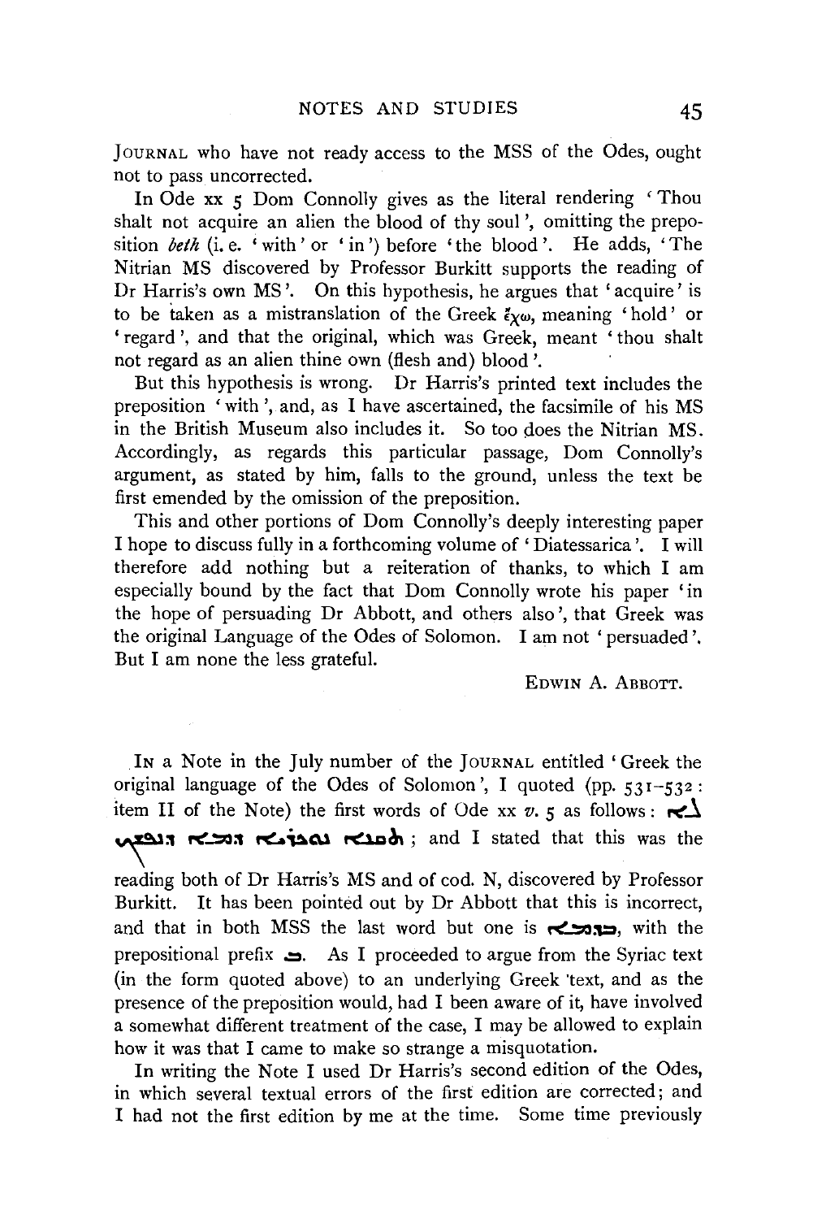JOURNAL who have not ready access to the MSS of the Odes, ought not to pass uncorrected.

In Ode xx 5 Dom Connolly gives as the literal rendering 'Thou shalt not acquire an alien the blood of thy soul', omitting the preposition *beth* (i. e. 'with' or 'in') before 'the blood'. He adds, 'The Nitrian MS discovered by Professor Burkitt supports the reading of Dr Harris's own MS'. On this hypothesis, he argues that 'acquire' is to be taken as a mistranslation of the Greek ἔχω, meaning 'hold' or 'regard', and that the original, which was Greek, meant 'thou shalt not regard as an alien thine own (flesh and) blood'.

But this hypothesis is wrong. Dr Harris's printed text includes the preposition 'with', and, as I have ascertained, the facsimile of his MS in the British Museum also includes it. So too does the Nitrian MS. Accordingly, as regards this particular passage, Dom Connolly's argument, as stated by him, falls to the ground, unless the text be first emended by the omission of the preposition.

This and other portions of Dom Connolly's deeply interesting paper I hope to discuss fully in a forthcoming volume of 'Diatessarica'. I will therefore add nothing but a reiteration of thanks, to which I am especially bound by the fact that Dom Connolly wrote his paper 'in the hope of persuading Dr Abbott, and others also', that Greek was the original Language of the Odes of Solomon. I am not 'persuaded'. But I am none the less grateful.

EDWIN A. ABBOTT.

---

IN a Note in the July number of the JOURNAL entitled 'Greek the original language of the Odes of Solomon', I quoted (pp. 531–532: item II of the Note) the first words of Ode xx *v.* 5 as follows: ܠܐ ܬܩܢܐ ܢܘܟܪܝܐ ܕܡܐ ܕܢܦܫܟ; and I stated that this was the reading both of Dr Harris's MS and of cod. N, discovered by Professor Burkitt. It has been pointed out by Dr Abbott that this is incorrect, and that in both MSS the last word but one is ܒܕܡܐ, with the prepositional prefix ܒ. As I proceeded to argue from the Syriac text (in the form quoted above) to an underlying Greek text, and as the presence of the preposition would, had I been aware of it, have involved a somewhat different treatment of the case, I may be allowed to explain how it was that I came to make so strange a misquotation.

In writing the Note I used Dr Harris's second edition of the Odes, in which several textual errors of the first edition are corrected; and I had not the first edition by me at the time. Some time previously